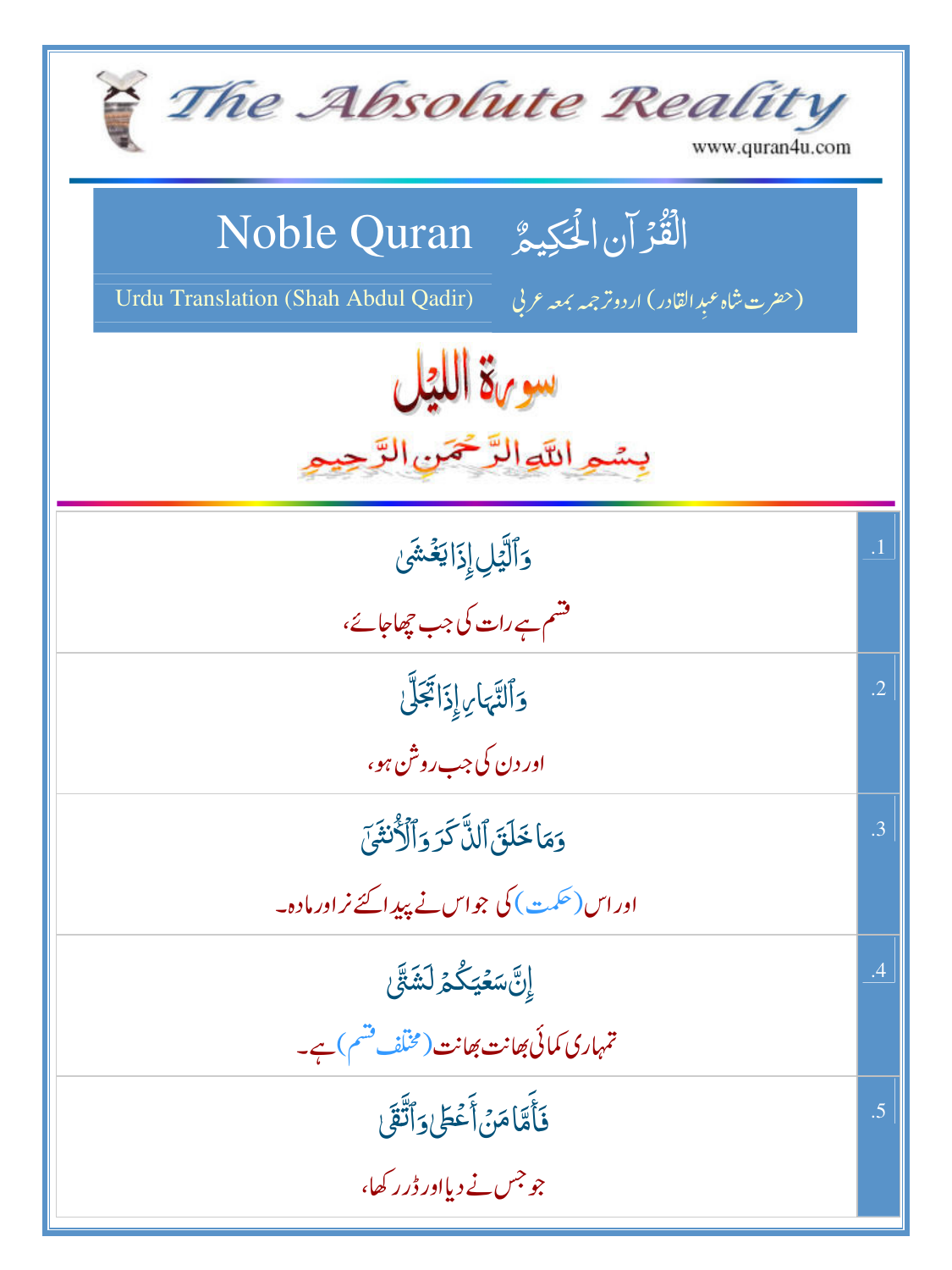# The Absolute Reality

www.quran4u.com

## Noble Quran — الْقُرْآنُ الْحَكِيمُ

Urdu Translation (Shah Abdul Qadir) — (حضرت شاہ عبدالقادر) اردو ترجمہ بمعہ عربی

## سورة الليل

بِسْمِ اللَّهِ الرَّحْمَنِ الرَّحِيمِ

| | |
|---|---|
| وَٱلَّيۡلِ إِذَا يَغۡشَىٰ<br><br>قسم ہے رات کی جب چھا جائے، | .1 |
| وَٱلنَّهَارِ إِذَا تَجَلَّىٰ<br><br>اور دن کی جب روشن ہو، | .2 |
| وَمَا خَلَقَ ٱلذَّكَرَ وَٱلۡأُنثَىٰٓ<br><br>اور اس (حکمت) کی جو اس نے پیدا کئے نر اور مادہ۔ | .3 |
| إِنَّ سَعۡيَكُمۡ لَشَتَّىٰ<br><br>تمہاری کمائی بھانت بھانت (مختلف قسم) ہے۔ | .4 |
| فَأَمَّا مَنۡ أَعۡطَىٰ وَٱتَّقَىٰ<br><br>جو جس نے دیا اور ڈر رکھا، | .5 |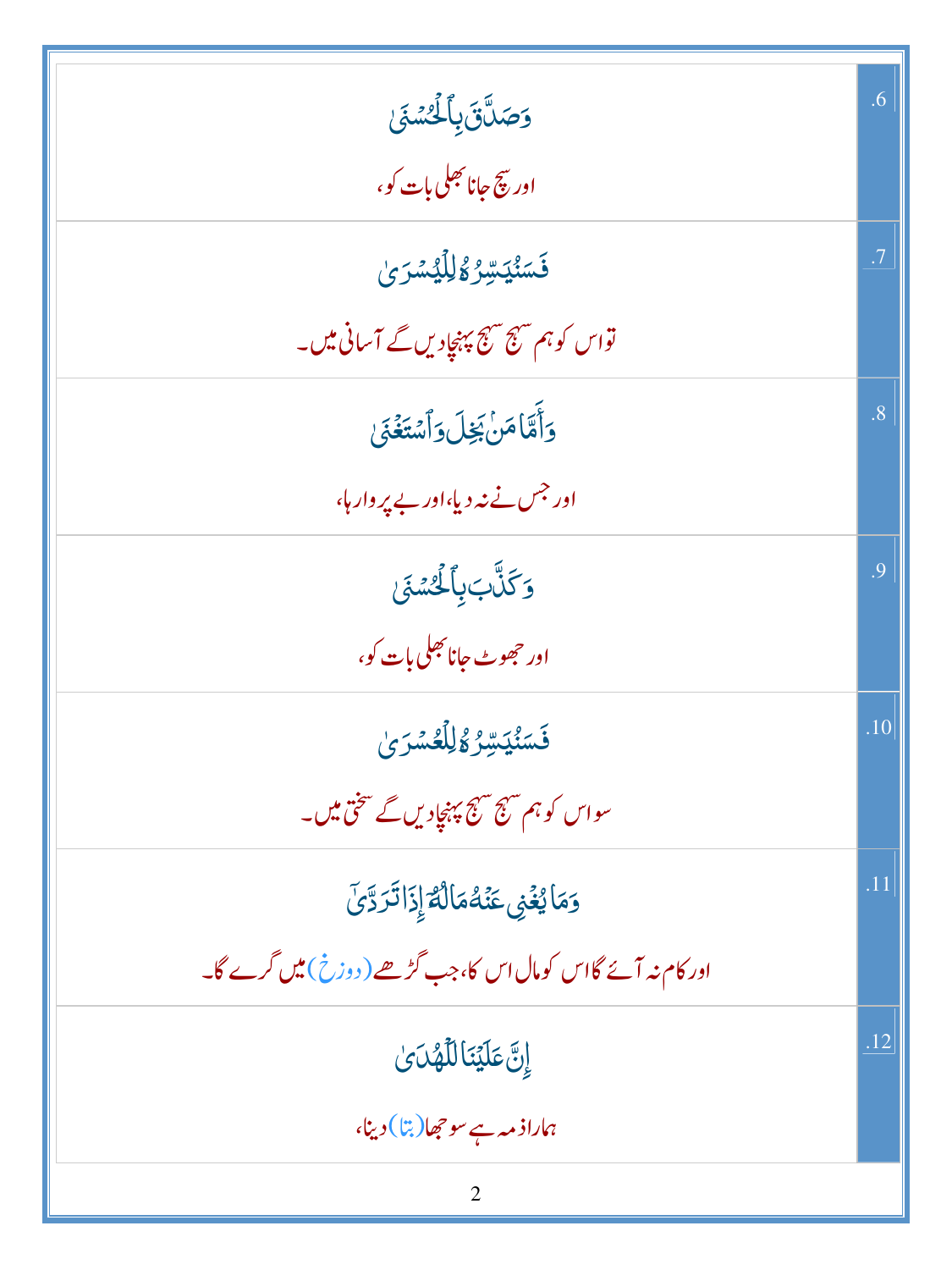| | |
|---|---|
| وَصَدَّقَ بِٱلۡحُسۡنَىٰ<br>اور سچ جانا بھلی بات کو، | .6 |
| فَسَنُيَسِّرُهُۥ لِلۡيُسۡرَىٰ<br>تو اس کو ہم سہج سہج پہنچا دیں گے آسانی میں۔ | .7 |
| وَأَمَّا مَنۢ بَخِلَ وَٱسۡتَغۡنَىٰ<br>اور جس نے نہ دیا، اور بے پروا رہا، | .8 |
| وَكَذَّبَ بِٱلۡحُسۡنَىٰ<br>اور جھوٹ جانا بھلی بات کو، | .9 |
| فَسَنُيَسِّرُهُۥ لِلۡعُسۡرَىٰ<br>سو اس کو ہم سہج سہج پہنچا دیں گے سختی میں۔ | .10 |
| وَمَا يُغۡنِي عَنۡهُ مَالُهُۥٓ إِذَا تَرَدَّىٰٓ<br>اور کام نہ آئے گا اس کو مال اس کا، جب گڑھے (دوزخ) میں گرے گا۔ | .11 |
| إِنَّ عَلَيۡنَا لَلۡهُدَىٰ<br>ہمارا ذمہ ہے سوجھا (بتا) دینا، | .12 |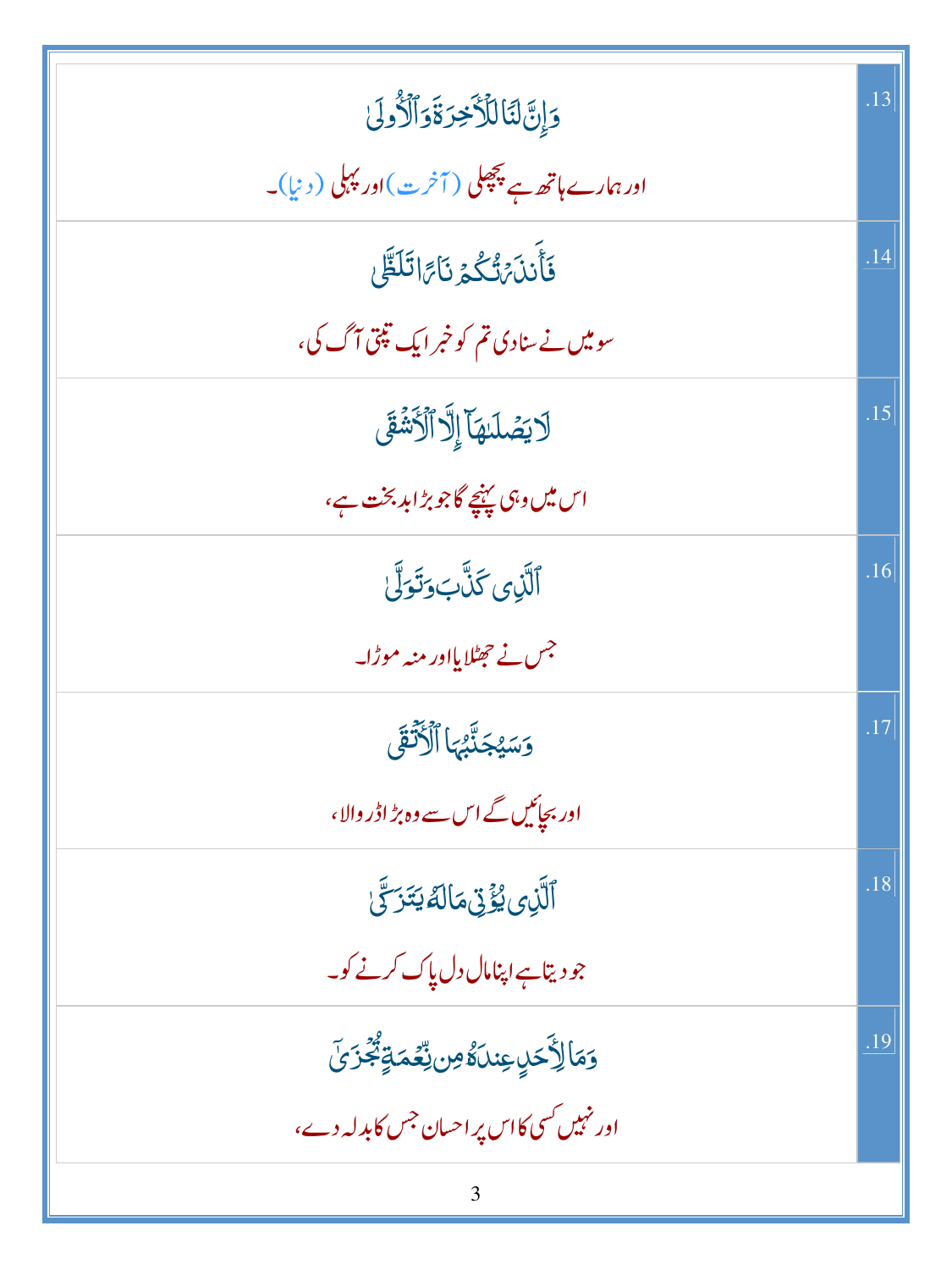| | |
|---|---|
| وَإِنَّ لَنَا لَلْـَٔاخِرَةَ وَٱلْأُولَىٰ<br><br>اور ہمارے ہاتھ ہے پچھلی (آخرت) اور پہلی (دنیا)۔ | .13 |
| فَأَنذَرْتُكُمْ نَارًا تَلَظَّىٰ<br><br>سو میں نے سنادی تم کو خبر ایک تپتی آگ کی، | .14 |
| لَا يَصْلَىٰهَآ إِلَّا ٱلْأَشْقَى<br><br>اس میں وہی پہنچے گا جو بڑا بدبخت ہے، | .15 |
| ٱلَّذِى كَذَّبَ وَتَوَلَّىٰ<br><br>جس نے جھٹلایا اور منہ موڑا۔ | .16 |
| وَسَيُجَنَّبُهَا ٱلْأَتْقَى<br><br>اور بچائیں گے اس سے وہ بڑا اڈر والا، | .17 |
| ٱلَّذِى يُؤْتِى مَالَهُۥ يَتَزَكَّىٰ<br><br>جو دیتا ہے اپنا مال دل پاک کرنے کو۔ | .18 |
| وَمَا لِأَحَدٍ عِندَهُۥ مِن نِّعْمَةٍ تُجْزَىٰٓ<br><br>اور نہیں کسی کا اس پر احسان جس کا بدلہ دے، | .19 |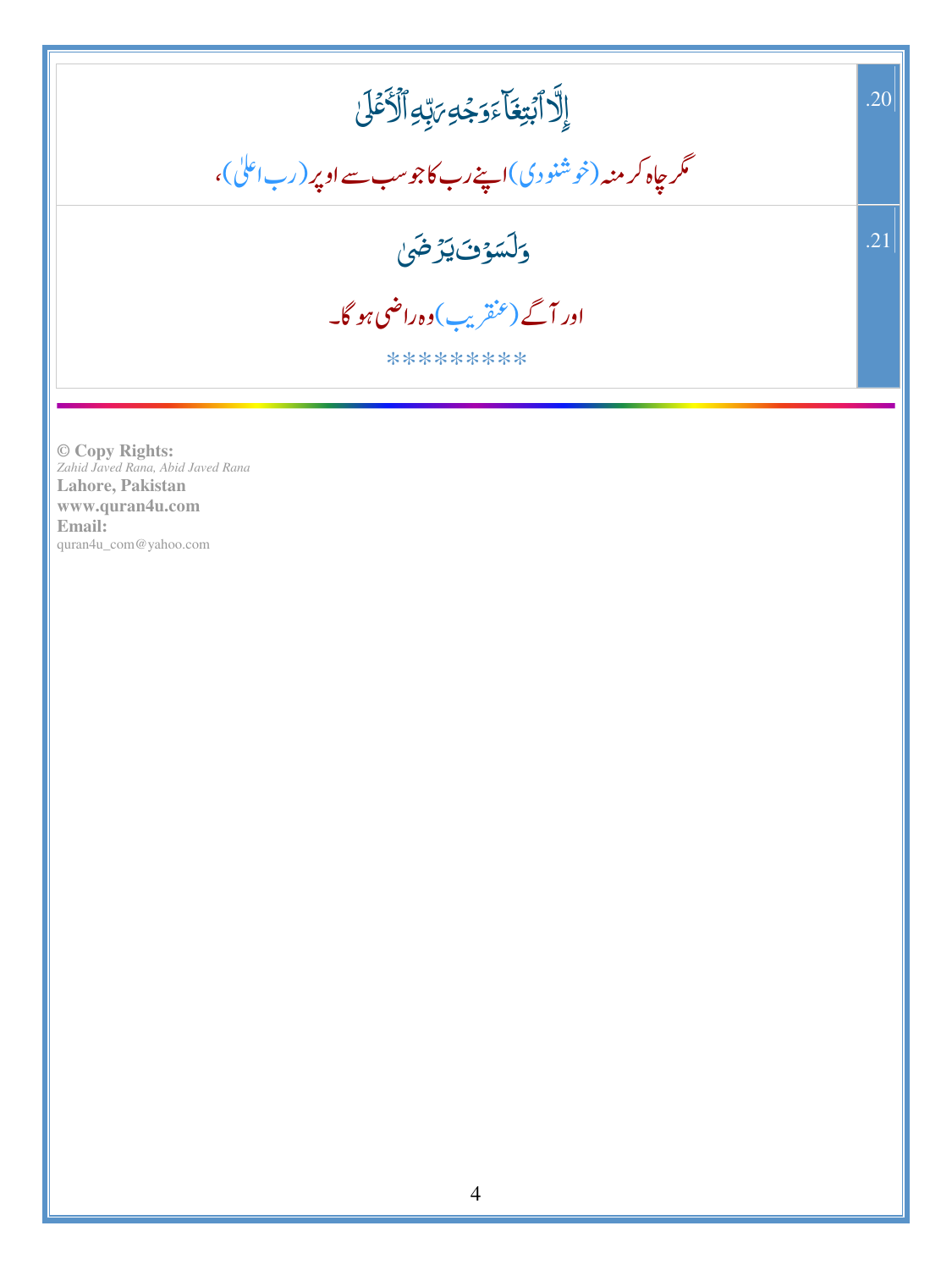| | |
|---|---|
| إِلَّا ٱبْتِغَآءَ وَجْهِ رَبِّهِ ٱلْأَعْلَىٰ<br><br>مگر چاہ کر منہ (خوشنودی) اپنے رب کا جو سب سے اوپر (رب اعلیٰ)، | .20 |
| وَلَسَوْفَ يَرْضَىٰ<br><br>اور آگے (عنقریب) وہ راضی ہو گا۔<br><br>********* | .21 |

© Copy Rights:
*Zahid Javed Rana, Abid Javed Rana*
**Lahore, Pakistan**
**www.quran4u.com**
**Email:**
quran4u_com@yahoo.com